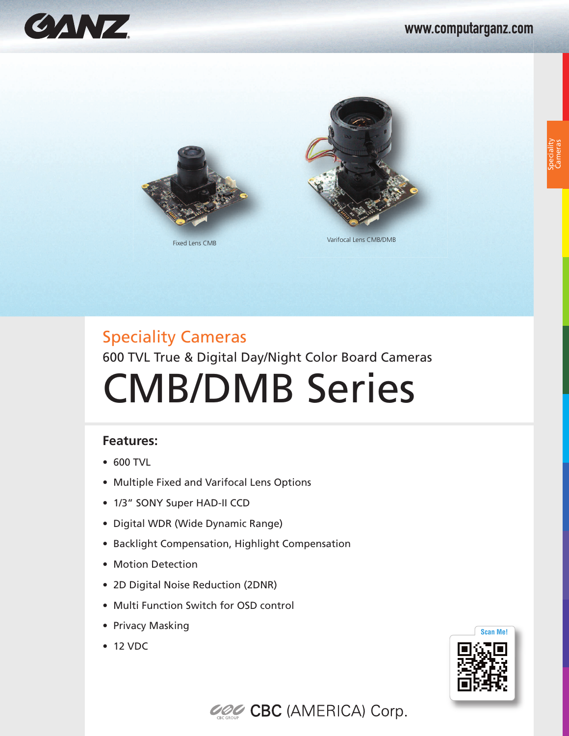GANZ

www.computarganz.com

Fixed Lens CMB

Varifocal Lens CMB/DMB

## Speciality Cameras

600 TVL True & Digital Day/Night Color Board Cameras

# CMB/DMB Series

### Features:

- 600 TVL
- Multiple Fixed and Varifocal Lens Options
- 1/3" SONY Super HAD-II CCD
- Digital WDR (Wide Dynamic Range)
- Backlight Compensation, Highlight Compensation
- Motion Detection
- 2D Digital Noise Reduction (2DNR)
- Multi Function Switch for OSD control
- Privacy Masking
- 12 VDC

Scan Me!

CBC (AMERICA) Corp.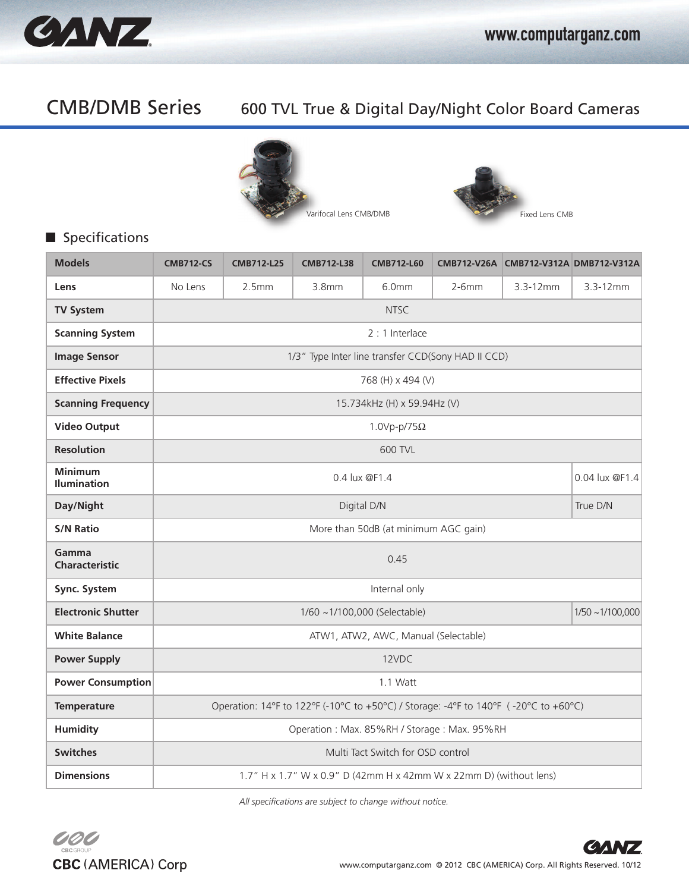# CMB/DMB Series

## 600 TVL True & Digital Day/Night Color Board Cameras

Varifocal Lens CMB/DMB

Fixed Lens CMB

## Specifications

| Models | CMB712-CS | CMB712-L25 | CMB712-L38 | CMB712-L60 | CMB712-V26A | CMB712-V312A | DMB712-V312A |
|---|---|---|---|---|---|---|---|
| Lens | No Lens | 2.5mm | 3.8mm | 6.0mm | 2-6mm | 3.3-12mm | 3.3-12mm |
| TV System | NTSC | | | | | | |
| Scanning System | 2 : 1 Interlace | | | | | | |
| Image Sensor | 1/3" Type Inter line transfer CCD(Sony HAD II CCD) | | | | | | |
| Effective Pixels | 768 (H) x 494 (V) | | | | | | |
| Scanning Frequency | 15.734kHz (H) x 59.94Hz (V) | | | | | | |
| Video Output | 1.0Vp-p/75Ω | | | | | | |
| Resolution | 600 TVL | | | | | | |
| Minimum Ilumination | 0.4 lux @F1.4 | | | | | | 0.04 lux @F1.4 |
| Day/Night | Digital D/N | | | | | | True D/N |
| S/N Ratio | More than 50dB (at minimum AGC gain) | | | | | | |
| Gamma Characteristic | 0.45 | | | | | | |
| Sync. System | Internal only | | | | | | |
| Electronic Shutter | 1/60 ~1/100,000 (Selectable) | | | | | | 1/50 ~1/100,000 |
| White Balance | ATW1, ATW2, AWC, Manual (Selectable) | | | | | | |
| Power Supply | 12VDC | | | | | | |
| Power Consumption | 1.1 Watt | | | | | | |
| Temperature | Operation: 14°F to 122°F (-10°C to +50°C) / Storage: -4°F to 140°F ( -20°C to +60°C) | | | | | | |
| Humidity | Operation : Max. 85%RH / Storage : Max. 95%RH | | | | | | |
| Switches | Multi Tact Switch for OSD control | | | | | | |
| Dimensions | 1.7" H x 1.7" W x 0.9" D (42mm H x 42mm W x 22mm D) (without lens) | | | | | | |

*All specifications are subject to change without notice.*

CBC (AMERICA) Corp

www.computarganz.com © 2012 CBC (AMERICA) Corp. All Rights Reserved. 10/12